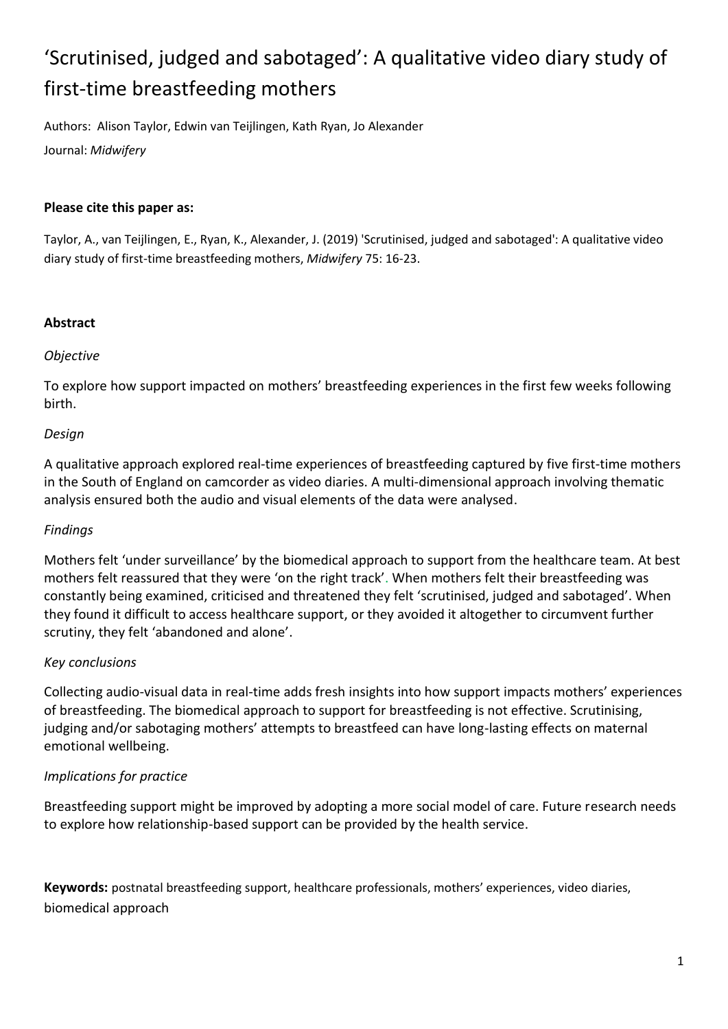# 'Scrutinised, judged and sabotaged': A qualitative video diary study of first-time breastfeeding mothers

Authors: Alison Taylor, Edwin van Teijlingen, Kath Ryan, Jo Alexander

Journal: *Midwifery*

**Please cite this paper as:**

Taylor, A., van Teijlingen, E., Ryan, K., Alexander, J. (2019) 'Scrutinised, judged and sabotaged': A qualitative video diary study of first-time breastfeeding mothers, *Midwifery* 75: 16-23.

**Abstract**

*Objective*

To explore how support impacted on mothers' breastfeeding experiences in the first few weeks following birth.

*Design*

A qualitative approach explored real-time experiences of breastfeeding captured by five first-time mothers in the South of England on camcorder as video diaries. A multi-dimensional approach involving thematic analysis ensured both the audio and visual elements of the data were analysed.

*Findings*

Mothers felt 'under surveillance' by the biomedical approach to support from the healthcare team. At best mothers felt reassured that they were 'on the right track'. When mothers felt their breastfeeding was constantly being examined, criticised and threatened they felt 'scrutinised, judged and sabotaged'. When they found it difficult to access healthcare support, or they avoided it altogether to circumvent further scrutiny, they felt 'abandoned and alone'.

*Key conclusions*

Collecting audio-visual data in real-time adds fresh insights into how support impacts mothers' experiences of breastfeeding. The biomedical approach to support for breastfeeding is not effective. Scrutinising, judging and/or sabotaging mothers' attempts to breastfeed can have long-lasting effects on maternal emotional wellbeing.

*Implications for practice*

Breastfeeding support might be improved by adopting a more social model of care. Future research needs to explore how relationship-based support can be provided by the health service.

**Keywords:** postnatal breastfeeding support, healthcare professionals, mothers' experiences, video diaries, biomedical approach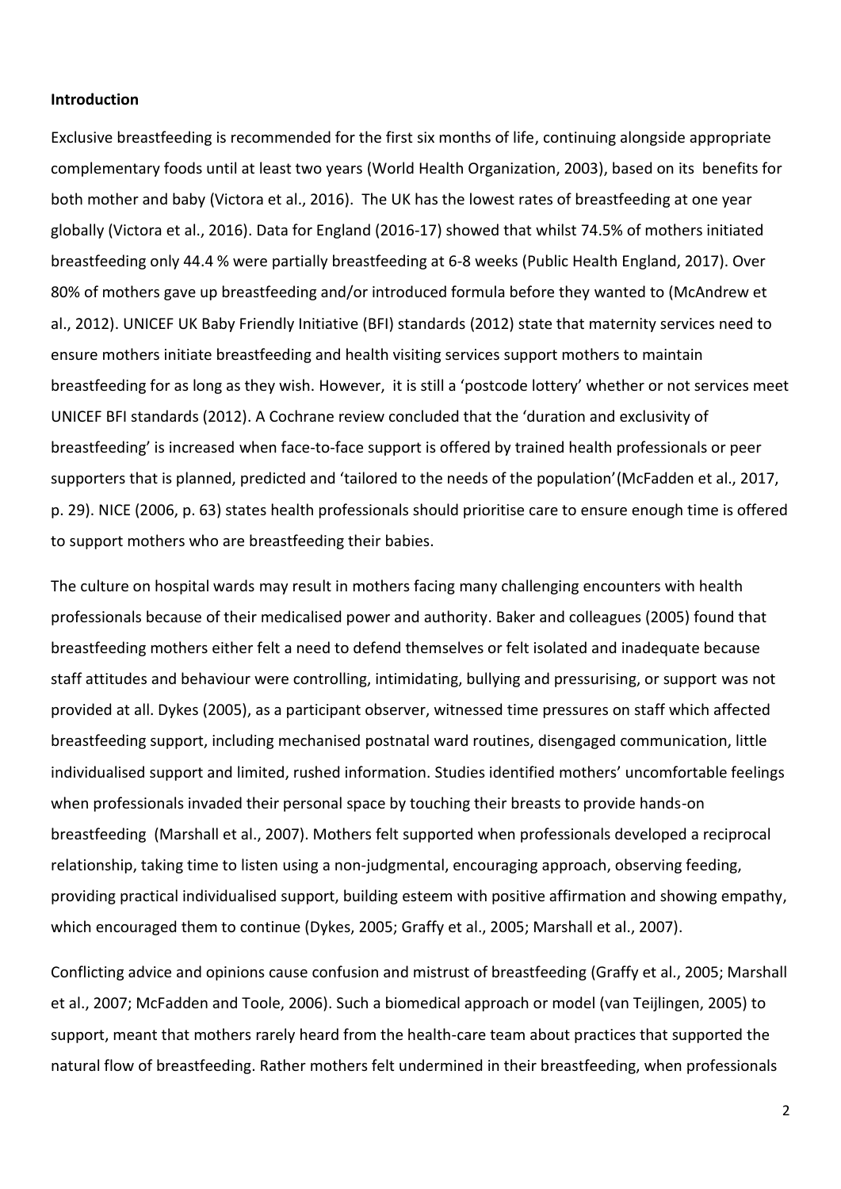**Introduction**

Exclusive breastfeeding is recommended for the first six months of life, continuing alongside appropriate complementary foods until at least two years (World Health Organization, 2003), based on its benefits for both mother and baby (Victora et al., 2016). The UK has the lowest rates of breastfeeding at one year globally (Victora et al., 2016). Data for England (2016-17) showed that whilst 74.5% of mothers initiated breastfeeding only 44.4 % were partially breastfeeding at 6-8 weeks (Public Health England, 2017). Over 80% of mothers gave up breastfeeding and/or introduced formula before they wanted to (McAndrew et al., 2012). UNICEF UK Baby Friendly Initiative (BFI) standards (2012) state that maternity services need to ensure mothers initiate breastfeeding and health visiting services support mothers to maintain breastfeeding for as long as they wish. However, it is still a 'postcode lottery' whether or not services meet UNICEF BFI standards (2012). A Cochrane review concluded that the 'duration and exclusivity of breastfeeding' is increased when face-to-face support is offered by trained health professionals or peer supporters that is planned, predicted and 'tailored to the needs of the population'(McFadden et al., 2017, p. 29). NICE (2006, p. 63) states health professionals should prioritise care to ensure enough time is offered to support mothers who are breastfeeding their babies.

The culture on hospital wards may result in mothers facing many challenging encounters with health professionals because of their medicalised power and authority. Baker and colleagues (2005) found that breastfeeding mothers either felt a need to defend themselves or felt isolated and inadequate because staff attitudes and behaviour were controlling, intimidating, bullying and pressurising, or support was not provided at all. Dykes (2005), as a participant observer, witnessed time pressures on staff which affected breastfeeding support, including mechanised postnatal ward routines, disengaged communication, little individualised support and limited, rushed information. Studies identified mothers' uncomfortable feelings when professionals invaded their personal space by touching their breasts to provide hands-on breastfeeding (Marshall et al., 2007). Mothers felt supported when professionals developed a reciprocal relationship, taking time to listen using a non-judgmental, encouraging approach, observing feeding, providing practical individualised support, building esteem with positive affirmation and showing empathy, which encouraged them to continue (Dykes, 2005; Graffy et al., 2005; Marshall et al., 2007).

Conflicting advice and opinions cause confusion and mistrust of breastfeeding (Graffy et al., 2005; Marshall et al., 2007; McFadden and Toole, 2006). Such a biomedical approach or model (van Teijlingen, 2005) to support, meant that mothers rarely heard from the health-care team about practices that supported the natural flow of breastfeeding. Rather mothers felt undermined in their breastfeeding, when professionals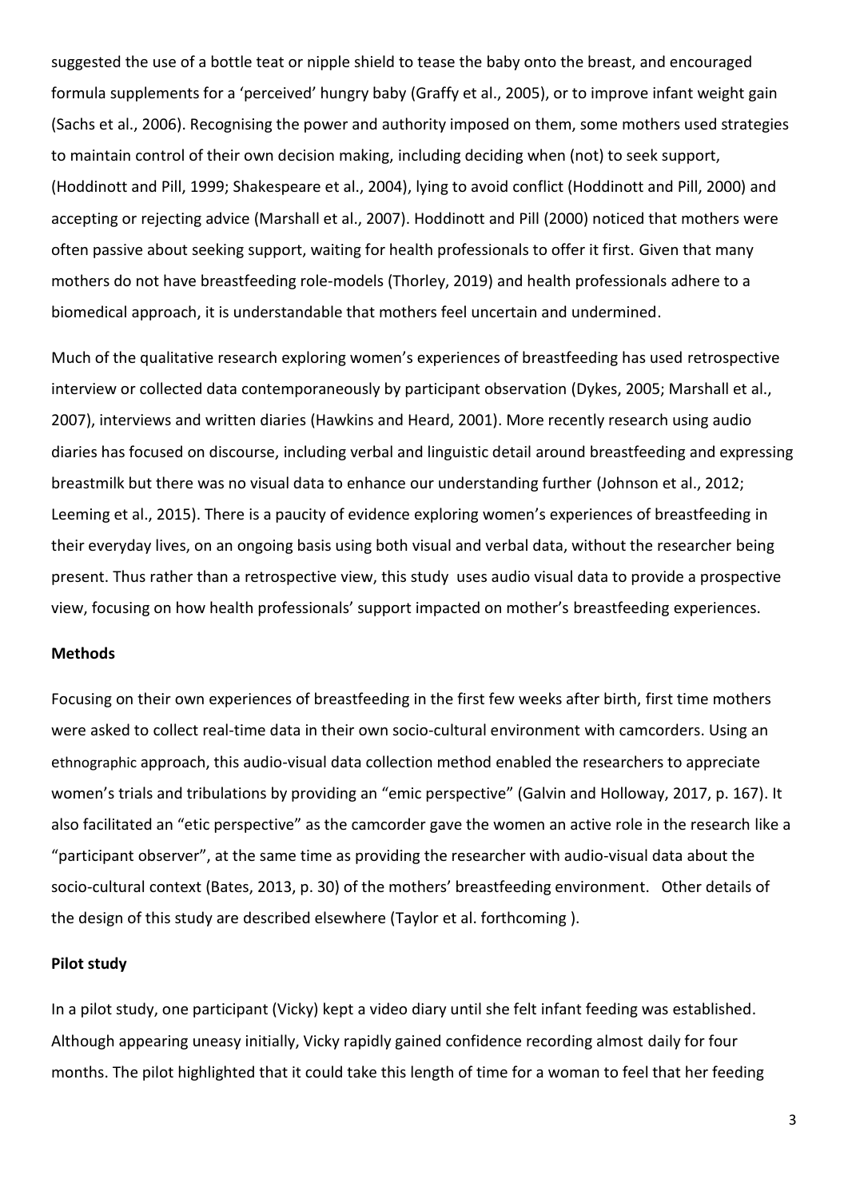suggested the use of a bottle teat or nipple shield to tease the baby onto the breast, and encouraged formula supplements for a 'perceived' hungry baby (Graffy et al., 2005), or to improve infant weight gain (Sachs et al., 2006). Recognising the power and authority imposed on them, some mothers used strategies to maintain control of their own decision making, including deciding when (not) to seek support, (Hoddinott and Pill, 1999; Shakespeare et al., 2004), lying to avoid conflict (Hoddinott and Pill, 2000) and accepting or rejecting advice (Marshall et al., 2007). Hoddinott and Pill (2000) noticed that mothers were often passive about seeking support, waiting for health professionals to offer it first. Given that many mothers do not have breastfeeding role-models (Thorley, 2019) and health professionals adhere to a biomedical approach, it is understandable that mothers feel uncertain and undermined.

Much of the qualitative research exploring women's experiences of breastfeeding has used retrospective interview or collected data contemporaneously by participant observation (Dykes, 2005; Marshall et al., 2007), interviews and written diaries (Hawkins and Heard, 2001). More recently research using audio diaries has focused on discourse, including verbal and linguistic detail around breastfeeding and expressing breastmilk but there was no visual data to enhance our understanding further (Johnson et al., 2012; Leeming et al., 2015). There is a paucity of evidence exploring women's experiences of breastfeeding in their everyday lives, on an ongoing basis using both visual and verbal data, without the researcher being present. Thus rather than a retrospective view, this study uses audio visual data to provide a prospective view, focusing on how health professionals' support impacted on mother's breastfeeding experiences.

**Methods**

Focusing on their own experiences of breastfeeding in the first few weeks after birth, first time mothers were asked to collect real-time data in their own socio-cultural environment with camcorders. Using an ethnographic approach, this audio-visual data collection method enabled the researchers to appreciate women's trials and tribulations by providing an "emic perspective" (Galvin and Holloway, 2017, p. 167). It also facilitated an "etic perspective" as the camcorder gave the women an active role in the research like a "participant observer", at the same time as providing the researcher with audio-visual data about the socio-cultural context (Bates, 2013, p. 30) of the mothers' breastfeeding environment. Other details of the design of this study are described elsewhere (Taylor et al. forthcoming ).

**Pilot study**

In a pilot study, one participant (Vicky) kept a video diary until she felt infant feeding was established. Although appearing uneasy initially, Vicky rapidly gained confidence recording almost daily for four months. The pilot highlighted that it could take this length of time for a woman to feel that her feeding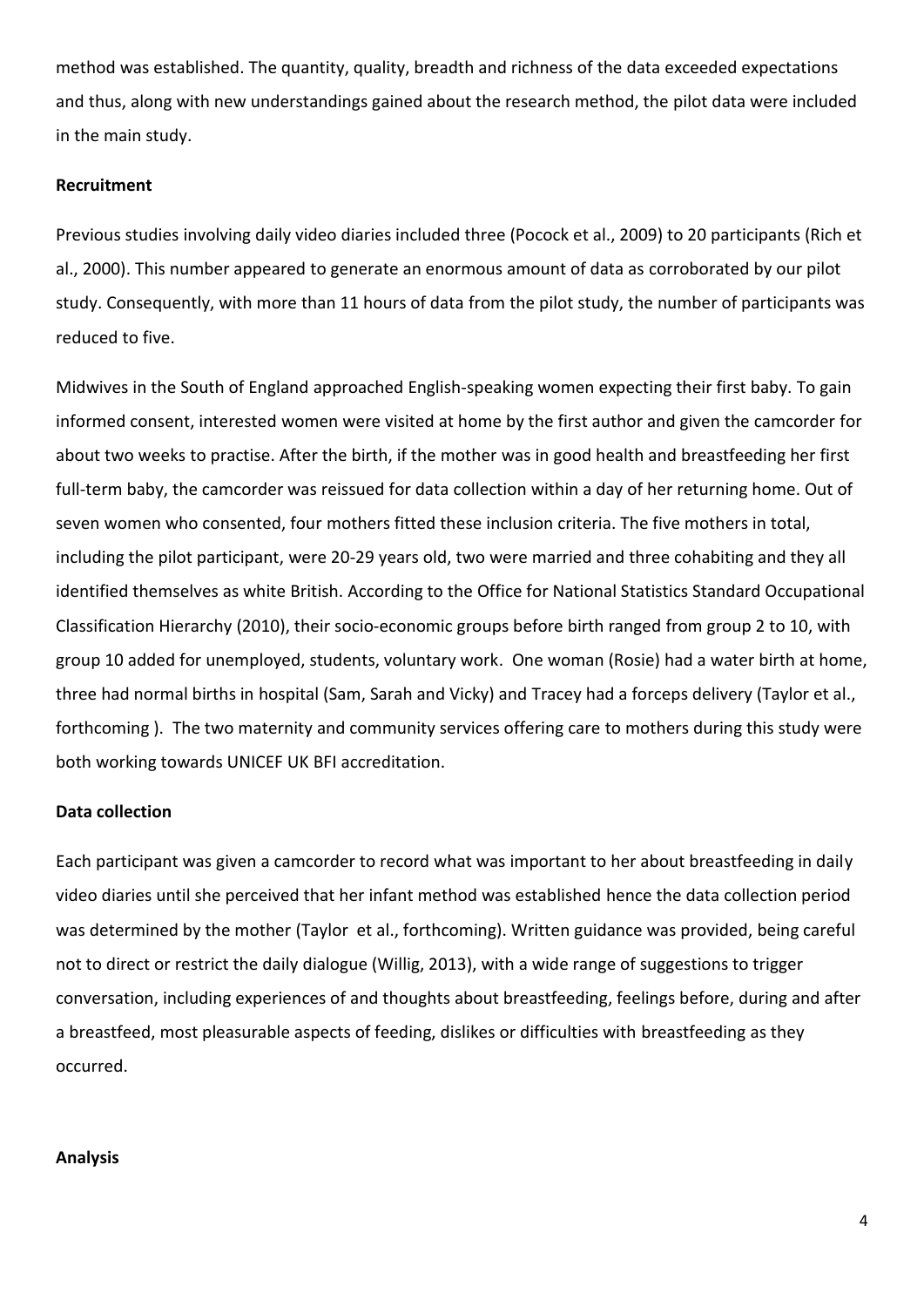method was established. The quantity, quality, breadth and richness of the data exceeded expectations and thus, along with new understandings gained about the research method, the pilot data were included in the main study.

### Recruitment

Previous studies involving daily video diaries included three (Pocock et al., 2009) to 20 participants (Rich et al., 2000). This number appeared to generate an enormous amount of data as corroborated by our pilot study. Consequently, with more than 11 hours of data from the pilot study, the number of participants was reduced to five.

Midwives in the South of England approached English-speaking women expecting their first baby. To gain informed consent, interested women were visited at home by the first author and given the camcorder for about two weeks to practise. After the birth, if the mother was in good health and breastfeeding her first full-term baby, the camcorder was reissued for data collection within a day of her returning home. Out of seven women who consented, four mothers fitted these inclusion criteria. The five mothers in total, including the pilot participant, were 20-29 years old, two were married and three cohabiting and they all identified themselves as white British. According to the Office for National Statistics Standard Occupational Classification Hierarchy (2010), their socio-economic groups before birth ranged from group 2 to 10, with group 10 added for unemployed, students, voluntary work. One woman (Rosie) had a water birth at home, three had normal births in hospital (Sam, Sarah and Vicky) and Tracey had a forceps delivery (Taylor et al., forthcoming ). The two maternity and community services offering care to mothers during this study were both working towards UNICEF UK BFI accreditation.

### Data collection

Each participant was given a camcorder to record what was important to her about breastfeeding in daily video diaries until she perceived that her infant method was established hence the data collection period was determined by the mother (Taylor et al., forthcoming). Written guidance was provided, being careful not to direct or restrict the daily dialogue (Willig, 2013), with a wide range of suggestions to trigger conversation, including experiences of and thoughts about breastfeeding, feelings before, during and after a breastfeed, most pleasurable aspects of feeding, dislikes or difficulties with breastfeeding as they occurred.

### Analysis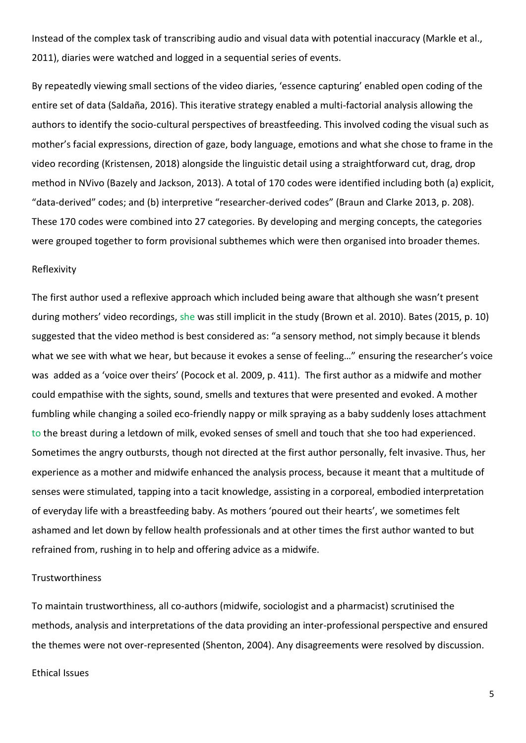Instead of the complex task of transcribing audio and visual data with potential inaccuracy (Markle et al., 2011), diaries were watched and logged in a sequential series of events.

By repeatedly viewing small sections of the video diaries, 'essence capturing' enabled open coding of the entire set of data (Saldaña, 2016). This iterative strategy enabled a multi-factorial analysis allowing the authors to identify the socio-cultural perspectives of breastfeeding. This involved coding the visual such as mother's facial expressions, direction of gaze, body language, emotions and what she chose to frame in the video recording (Kristensen, 2018) alongside the linguistic detail using a straightforward cut, drag, drop method in NVivo (Bazely and Jackson, 2013). A total of 170 codes were identified including both (a) explicit, "data-derived" codes; and (b) interpretive "researcher-derived codes" (Braun and Clarke 2013, p. 208). These 170 codes were combined into 27 categories. By developing and merging concepts, the categories were grouped together to form provisional subthemes which were then organised into broader themes.

## Reflexivity

The first author used a reflexive approach which included being aware that although she wasn't present during mothers' video recordings, she was still implicit in the study (Brown et al. 2010). Bates (2015, p. 10) suggested that the video method is best considered as: "a sensory method, not simply because it blends what we see with what we hear, but because it evokes a sense of feeling…" ensuring the researcher's voice was added as a 'voice over theirs' (Pocock et al. 2009, p. 411). The first author as a midwife and mother could empathise with the sights, sound, smells and textures that were presented and evoked. A mother fumbling while changing a soiled eco-friendly nappy or milk spraying as a baby suddenly loses attachment to the breast during a letdown of milk, evoked senses of smell and touch that she too had experienced. Sometimes the angry outbursts, though not directed at the first author personally, felt invasive. Thus, her experience as a mother and midwife enhanced the analysis process, because it meant that a multitude of senses were stimulated, tapping into a tacit knowledge, assisting in a corporeal, embodied interpretation of everyday life with a breastfeeding baby. As mothers 'poured out their hearts', we sometimes felt ashamed and let down by fellow health professionals and at other times the first author wanted to but refrained from, rushing in to help and offering advice as a midwife.

## Trustworthiness

To maintain trustworthiness, all co-authors (midwife, sociologist and a pharmacist) scrutinised the methods, analysis and interpretations of the data providing an inter-professional perspective and ensured the themes were not over-represented (Shenton, 2004). Any disagreements were resolved by discussion.

## Ethical Issues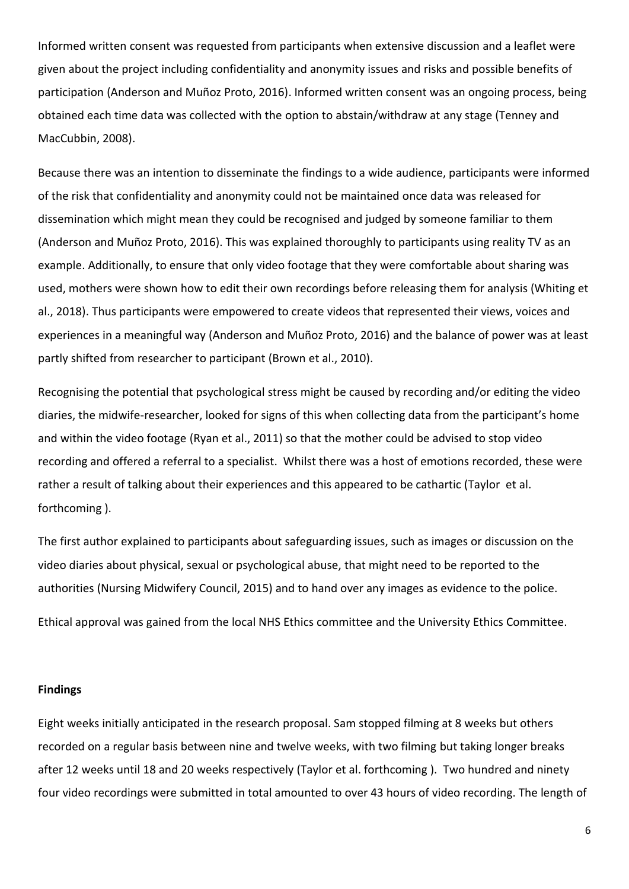Informed written consent was requested from participants when extensive discussion and a leaflet were given about the project including confidentiality and anonymity issues and risks and possible benefits of participation (Anderson and Muñoz Proto, 2016). Informed written consent was an ongoing process, being obtained each time data was collected with the option to abstain/withdraw at any stage (Tenney and MacCubbin, 2008).

Because there was an intention to disseminate the findings to a wide audience, participants were informed of the risk that confidentiality and anonymity could not be maintained once data was released for dissemination which might mean they could be recognised and judged by someone familiar to them (Anderson and Muñoz Proto, 2016). This was explained thoroughly to participants using reality TV as an example. Additionally, to ensure that only video footage that they were comfortable about sharing was used, mothers were shown how to edit their own recordings before releasing them for analysis (Whiting et al., 2018). Thus participants were empowered to create videos that represented their views, voices and experiences in a meaningful way (Anderson and Muñoz Proto, 2016) and the balance of power was at least partly shifted from researcher to participant (Brown et al., 2010).

Recognising the potential that psychological stress might be caused by recording and/or editing the video diaries, the midwife-researcher, looked for signs of this when collecting data from the participant's home and within the video footage (Ryan et al., 2011) so that the mother could be advised to stop video recording and offered a referral to a specialist. Whilst there was a host of emotions recorded, these were rather a result of talking about their experiences and this appeared to be cathartic (Taylor et al. forthcoming ).

The first author explained to participants about safeguarding issues, such as images or discussion on the video diaries about physical, sexual or psychological abuse, that might need to be reported to the authorities (Nursing Midwifery Council, 2015) and to hand over any images as evidence to the police.

Ethical approval was gained from the local NHS Ethics committee and the University Ethics Committee.

**Findings**

Eight weeks initially anticipated in the research proposal. Sam stopped filming at 8 weeks but others recorded on a regular basis between nine and twelve weeks, with two filming but taking longer breaks after 12 weeks until 18 and 20 weeks respectively (Taylor et al. forthcoming ). Two hundred and ninety four video recordings were submitted in total amounted to over 43 hours of video recording. The length of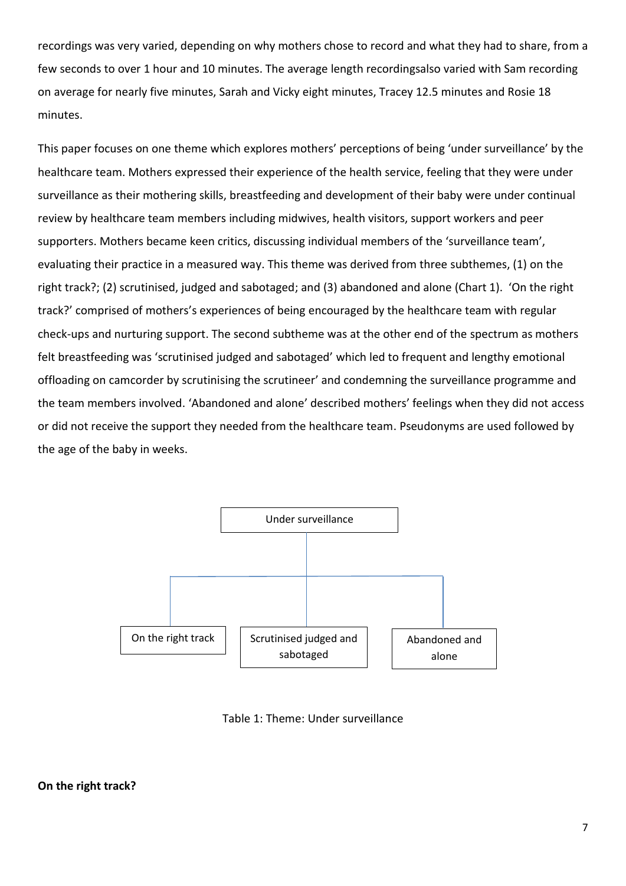recordings was very varied, depending on why mothers chose to record and what they had to share, from a few seconds to over 1 hour and 10 minutes. The average length recordingsalso varied with Sam recording on average for nearly five minutes, Sarah and Vicky eight minutes, Tracey 12.5 minutes and Rosie 18 minutes.

This paper focuses on one theme which explores mothers' perceptions of being 'under surveillance' by the healthcare team. Mothers expressed their experience of the health service, feeling that they were under surveillance as their mothering skills, breastfeeding and development of their baby were under continual review by healthcare team members including midwives, health visitors, support workers and peer supporters. Mothers became keen critics, discussing individual members of the 'surveillance team', evaluating their practice in a measured way. This theme was derived from three subthemes, (1) on the right track?; (2) scrutinised, judged and sabotaged; and (3) abandoned and alone (Chart 1). 'On the right track?' comprised of mothers's experiences of being encouraged by the healthcare team with regular check-ups and nurturing support. The second subtheme was at the other end of the spectrum as mothers felt breastfeeding was 'scrutinised judged and sabotaged' which led to frequent and lengthy emotional offloading on camcorder by scrutinising the scrutineer' and condemning the surveillance programme and the team members involved. 'Abandoned and alone' described mothers' feelings when they did not access or did not receive the support they needed from the healthcare team. Pseudonyms are used followed by the age of the baby in weeks.

```
                    Under surveillance
                           |
        ---------------------------------------
        |                  |                  |
On the right track   Scrutinised judged   Abandoned and
                     and sabotaged        alone
```

Table 1: Theme: Under surveillance

**On the right track?**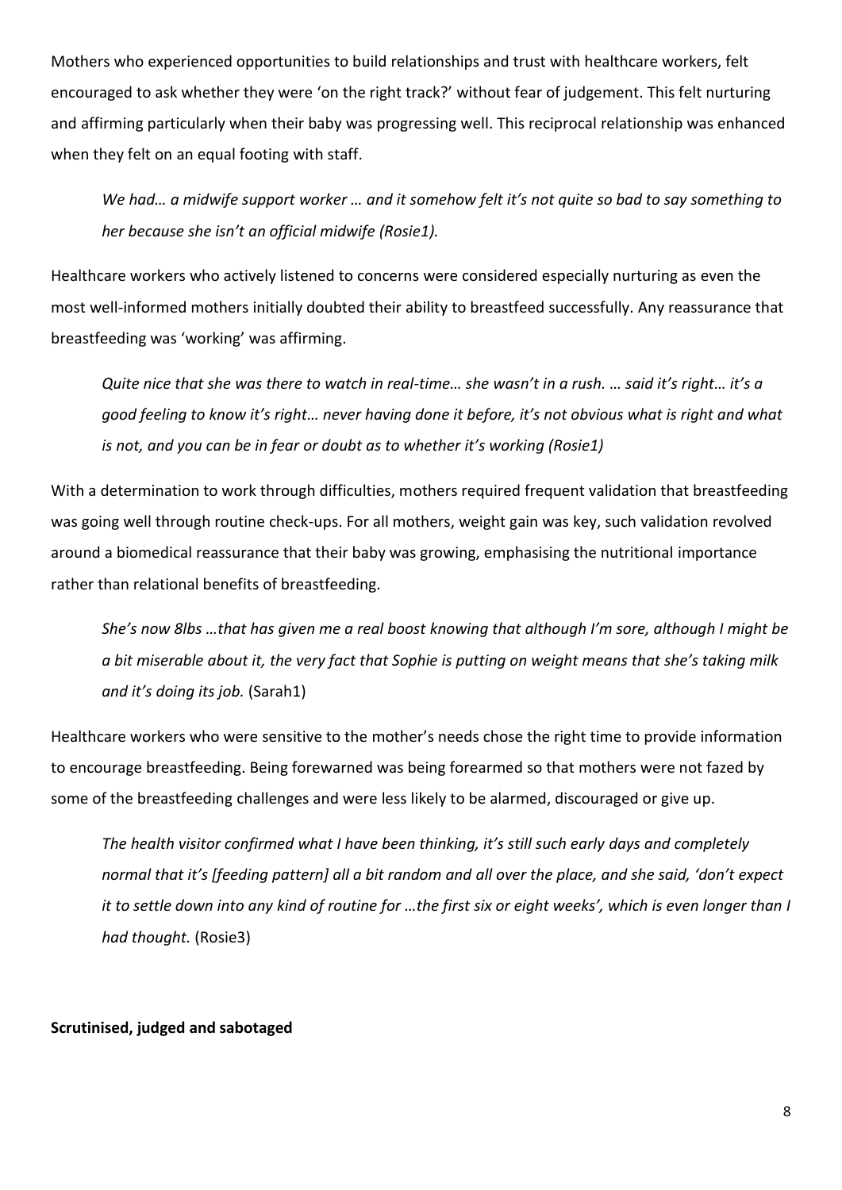Mothers who experienced opportunities to build relationships and trust with healthcare workers, felt encouraged to ask whether they were 'on the right track?' without fear of judgement. This felt nurturing and affirming particularly when their baby was progressing well. This reciprocal relationship was enhanced when they felt on an equal footing with staff.

> *We had… a midwife support worker … and it somehow felt it's not quite so bad to say something to her because she isn't an official midwife (Rosie1).*

Healthcare workers who actively listened to concerns were considered especially nurturing as even the most well-informed mothers initially doubted their ability to breastfeed successfully. Any reassurance that breastfeeding was 'working' was affirming.

> *Quite nice that she was there to watch in real-time… she wasn't in a rush. … said it's right… it's a good feeling to know it's right… never having done it before, it's not obvious what is right and what is not, and you can be in fear or doubt as to whether it's working (Rosie1)*

With a determination to work through difficulties, mothers required frequent validation that breastfeeding was going well through routine check-ups. For all mothers, weight gain was key, such validation revolved around a biomedical reassurance that their baby was growing, emphasising the nutritional importance rather than relational benefits of breastfeeding.

> *She's now 8lbs …that has given me a real boost knowing that although I'm sore, although I might be a bit miserable about it, the very fact that Sophie is putting on weight means that she's taking milk and it's doing its job.* (Sarah1)

Healthcare workers who were sensitive to the mother's needs chose the right time to provide information to encourage breastfeeding. Being forewarned was being forearmed so that mothers were not fazed by some of the breastfeeding challenges and were less likely to be alarmed, discouraged or give up.

> *The health visitor confirmed what I have been thinking, it's still such early days and completely normal that it's [feeding pattern] all a bit random and all over the place, and she said, 'don't expect it to settle down into any kind of routine for …the first six or eight weeks', which is even longer than I had thought.* (Rosie3)

**Scrutinised, judged and sabotaged**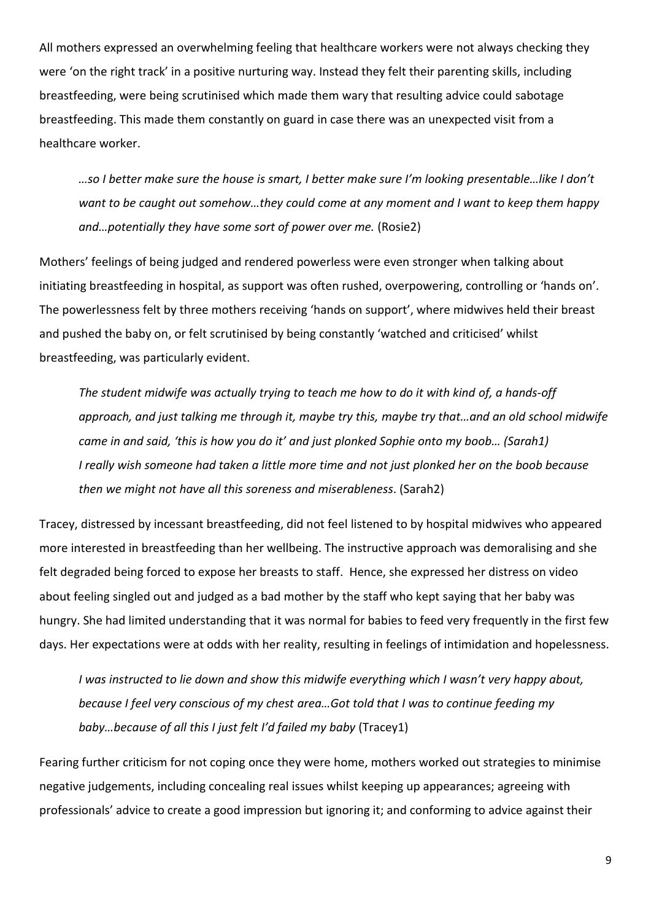All mothers expressed an overwhelming feeling that healthcare workers were not always checking they were 'on the right track' in a positive nurturing way. Instead they felt their parenting skills, including breastfeeding, were being scrutinised which made them wary that resulting advice could sabotage breastfeeding. This made them constantly on guard in case there was an unexpected visit from a healthcare worker.

> *…so I better make sure the house is smart, I better make sure I'm looking presentable…like I don't want to be caught out somehow…they could come at any moment and I want to keep them happy and…potentially they have some sort of power over me.* (Rosie2)

Mothers' feelings of being judged and rendered powerless were even stronger when talking about initiating breastfeeding in hospital, as support was often rushed, overpowering, controlling or 'hands on'. The powerlessness felt by three mothers receiving 'hands on support', where midwives held their breast and pushed the baby on, or felt scrutinised by being constantly 'watched and criticised' whilst breastfeeding, was particularly evident.

> *The student midwife was actually trying to teach me how to do it with kind of, a hands-off approach, and just talking me through it, maybe try this, maybe try that…and an old school midwife came in and said, 'this is how you do it' and just plonked Sophie onto my boob… (Sarah1)*
> *I really wish someone had taken a little more time and not just plonked her on the boob because then we might not have all this soreness and miserableness*. (Sarah2)

Tracey, distressed by incessant breastfeeding, did not feel listened to by hospital midwives who appeared more interested in breastfeeding than her wellbeing. The instructive approach was demoralising and she felt degraded being forced to expose her breasts to staff. Hence, she expressed her distress on video about feeling singled out and judged as a bad mother by the staff who kept saying that her baby was hungry. She had limited understanding that it was normal for babies to feed very frequently in the first few days. Her expectations were at odds with her reality, resulting in feelings of intimidation and hopelessness.

> *I was instructed to lie down and show this midwife everything which I wasn't very happy about, because I feel very conscious of my chest area…Got told that I was to continue feeding my baby…because of all this I just felt I'd failed my baby* (Tracey1)

Fearing further criticism for not coping once they were home, mothers worked out strategies to minimise negative judgements, including concealing real issues whilst keeping up appearances; agreeing with professionals' advice to create a good impression but ignoring it; and conforming to advice against their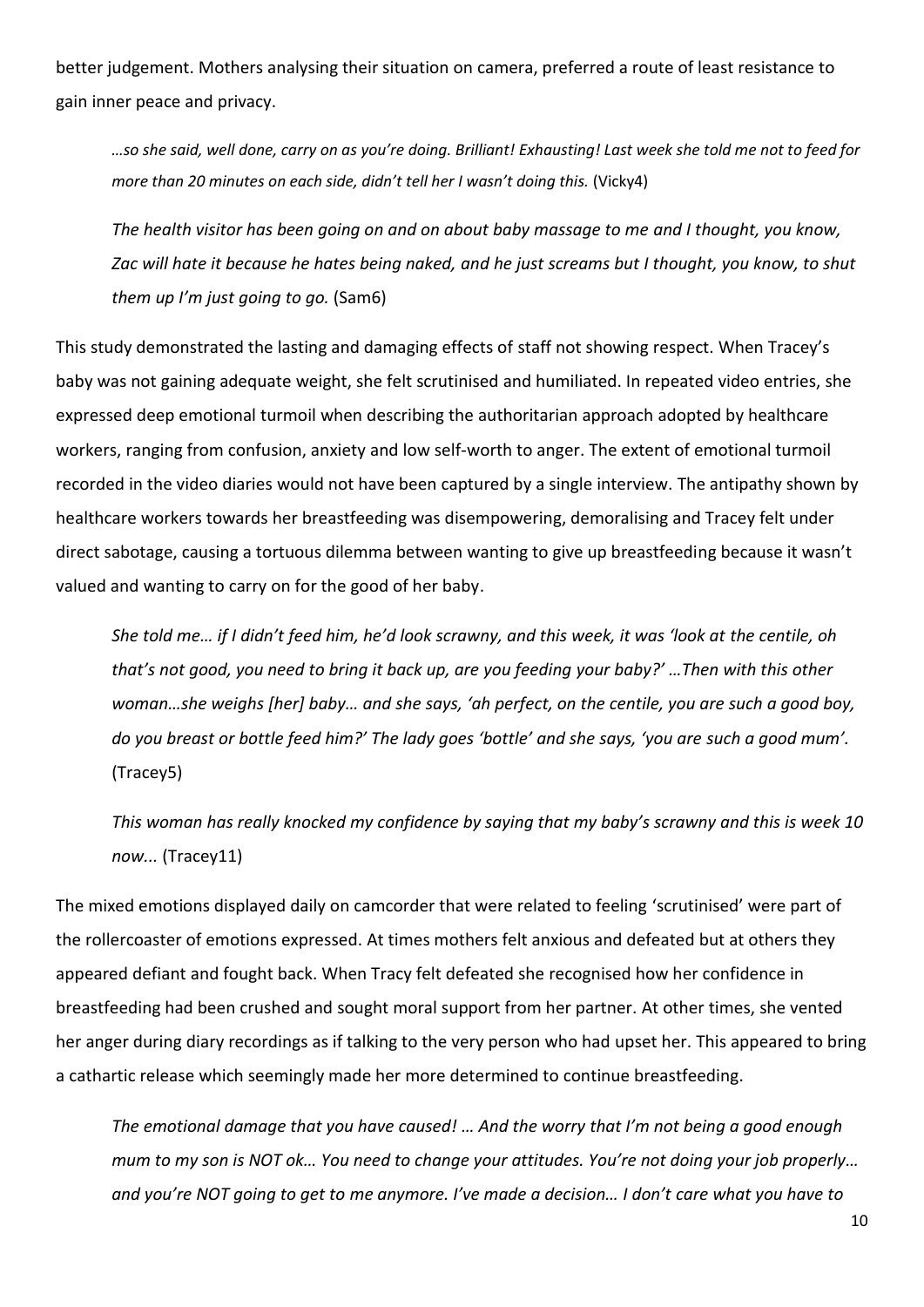better judgement. Mothers analysing their situation on camera, preferred a route of least resistance to gain inner peace and privacy.

> *…so she said, well done, carry on as you're doing. Brilliant! Exhausting! Last week she told me not to feed for more than 20 minutes on each side, didn't tell her I wasn't doing this.* (Vicky4)

> *The health visitor has been going on and on about baby massage to me and I thought, you know, Zac will hate it because he hates being naked, and he just screams but I thought, you know, to shut them up I'm just going to go.* (Sam6)

This study demonstrated the lasting and damaging effects of staff not showing respect. When Tracey's baby was not gaining adequate weight, she felt scrutinised and humiliated. In repeated video entries, she expressed deep emotional turmoil when describing the authoritarian approach adopted by healthcare workers, ranging from confusion, anxiety and low self-worth to anger. The extent of emotional turmoil recorded in the video diaries would not have been captured by a single interview. The antipathy shown by healthcare workers towards her breastfeeding was disempowering, demoralising and Tracey felt under direct sabotage, causing a tortuous dilemma between wanting to give up breastfeeding because it wasn't valued and wanting to carry on for the good of her baby.

> *She told me… if I didn't feed him, he'd look scrawny, and this week, it was 'look at the centile, oh that's not good, you need to bring it back up, are you feeding your baby?' …Then with this other woman…she weighs [her] baby… and she says, 'ah perfect, on the centile, you are such a good boy, do you breast or bottle feed him?' The lady goes 'bottle' and she says, 'you are such a good mum'.* (Tracey5)

> *This woman has really knocked my confidence by saying that my baby's scrawny and this is week 10 now...* (Tracey11)

The mixed emotions displayed daily on camcorder that were related to feeling 'scrutinised' were part of the rollercoaster of emotions expressed. At times mothers felt anxious and defeated but at others they appeared defiant and fought back. When Tracy felt defeated she recognised how her confidence in breastfeeding had been crushed and sought moral support from her partner. At other times, she vented her anger during diary recordings as if talking to the very person who had upset her. This appeared to bring a cathartic release which seemingly made her more determined to continue breastfeeding.

> *The emotional damage that you have caused! … And the worry that I'm not being a good enough mum to my son is NOT ok… You need to change your attitudes. You're not doing your job properly… and you're NOT going to get to me anymore. I've made a decision… I don't care what you have to*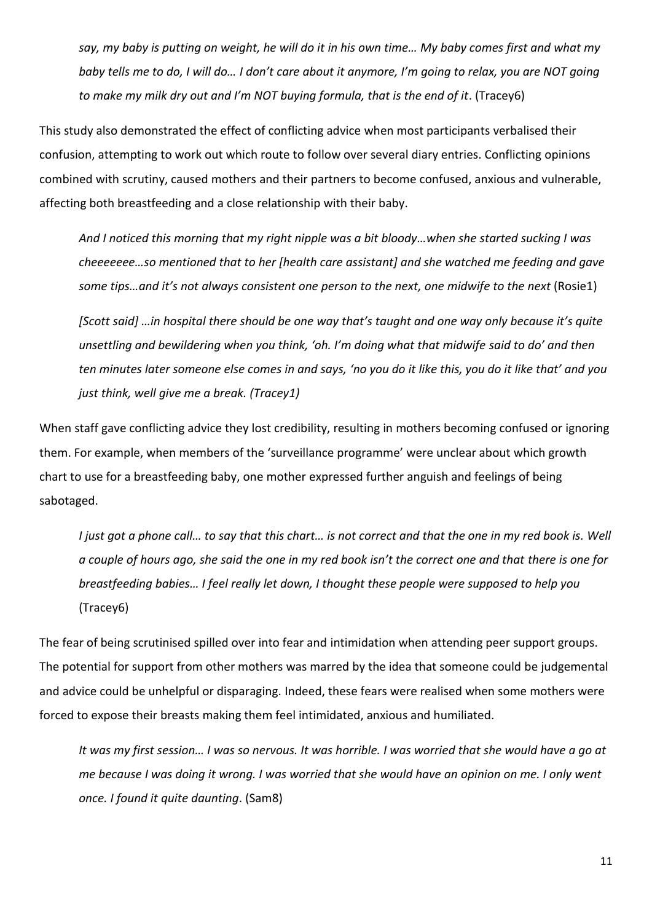*say, my baby is putting on weight, he will do it in his own time… My baby comes first and what my baby tells me to do, I will do… I don't care about it anymore, I'm going to relax, you are NOT going to make my milk dry out and I'm NOT buying formula, that is the end of it*. (Tracey6)

This study also demonstrated the effect of conflicting advice when most participants verbalised their confusion, attempting to work out which route to follow over several diary entries. Conflicting opinions combined with scrutiny, caused mothers and their partners to become confused, anxious and vulnerable, affecting both breastfeeding and a close relationship with their baby.

> *And I noticed this morning that my right nipple was a bit bloody…when she started sucking I was cheeeeeee…so mentioned that to her [health care assistant] and she watched me feeding and gave some tips…and it's not always consistent one person to the next, one midwife to the next* (Rosie1)

> *[Scott said] …in hospital there should be one way that's taught and one way only because it's quite unsettling and bewildering when you think, 'oh. I'm doing what that midwife said to do' and then ten minutes later someone else comes in and says, 'no you do it like this, you do it like that' and you just think, well give me a break. (Tracey1)*

When staff gave conflicting advice they lost credibility, resulting in mothers becoming confused or ignoring them. For example, when members of the 'surveillance programme' were unclear about which growth chart to use for a breastfeeding baby, one mother expressed further anguish and feelings of being sabotaged.

> *I just got a phone call… to say that this chart… is not correct and that the one in my red book is. Well a couple of hours ago, she said the one in my red book isn't the correct one and that there is one for breastfeeding babies… I feel really let down, I thought these people were supposed to help you* (Tracey6)

The fear of being scrutinised spilled over into fear and intimidation when attending peer support groups. The potential for support from other mothers was marred by the idea that someone could be judgemental and advice could be unhelpful or disparaging. Indeed, these fears were realised when some mothers were forced to expose their breasts making them feel intimidated, anxious and humiliated.

> *It was my first session… I was so nervous. It was horrible. I was worried that she would have a go at me because I was doing it wrong. I was worried that she would have an opinion on me. I only went once. I found it quite daunting*. (Sam8)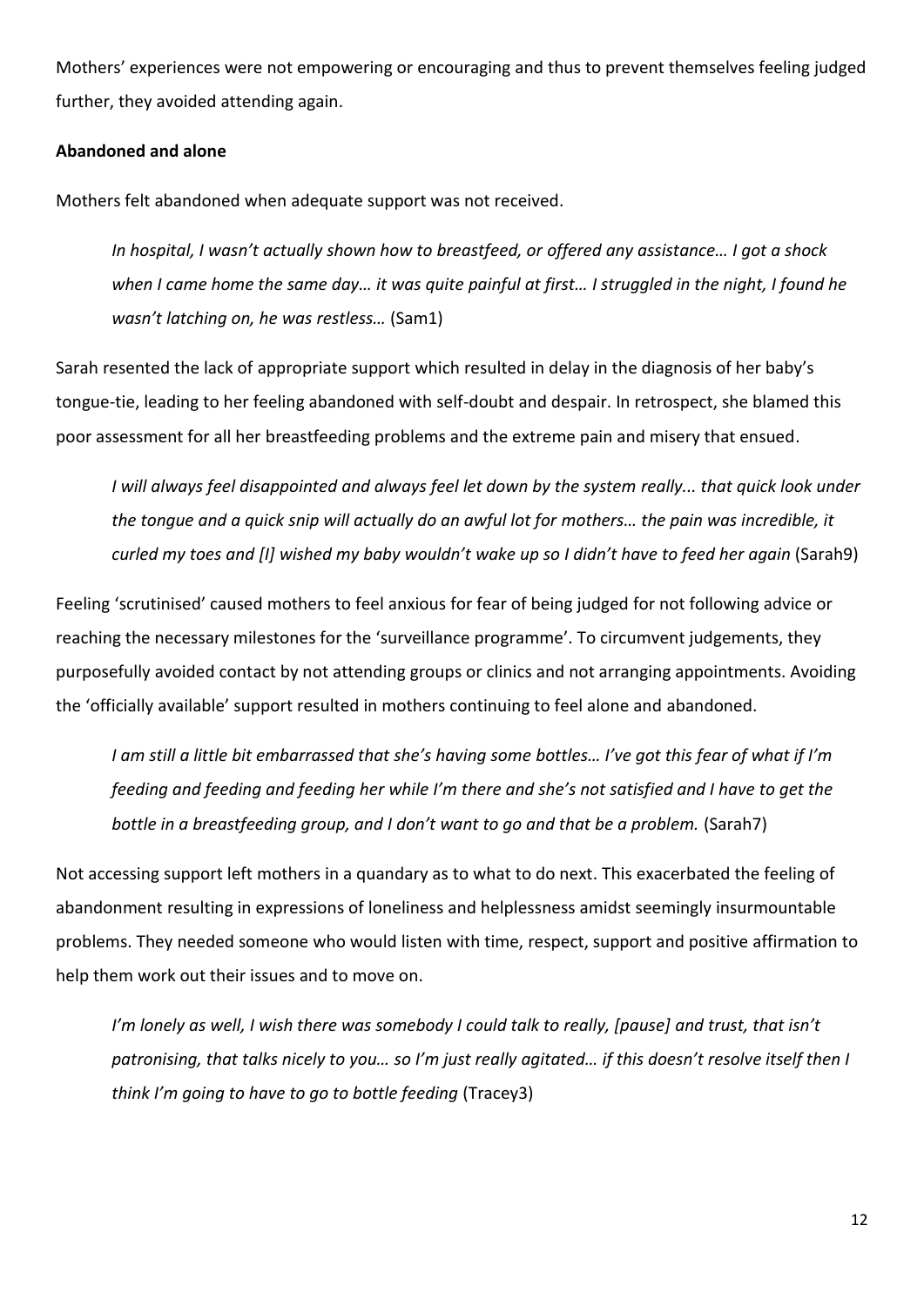Mothers' experiences were not empowering or encouraging and thus to prevent themselves feeling judged further, they avoided attending again.

**Abandoned and alone**

Mothers felt abandoned when adequate support was not received.

> *In hospital, I wasn't actually shown how to breastfeed, or offered any assistance… I got a shock when I came home the same day… it was quite painful at first… I struggled in the night, I found he wasn't latching on, he was restless…* (Sam1)

Sarah resented the lack of appropriate support which resulted in delay in the diagnosis of her baby's tongue-tie, leading to her feeling abandoned with self-doubt and despair. In retrospect, she blamed this poor assessment for all her breastfeeding problems and the extreme pain and misery that ensued.

> *I will always feel disappointed and always feel let down by the system really... that quick look under the tongue and a quick snip will actually do an awful lot for mothers… the pain was incredible, it curled my toes and [I] wished my baby wouldn't wake up so I didn't have to feed her again* (Sarah9)

Feeling 'scrutinised' caused mothers to feel anxious for fear of being judged for not following advice or reaching the necessary milestones for the 'surveillance programme'. To circumvent judgements, they purposefully avoided contact by not attending groups or clinics and not arranging appointments. Avoiding the 'officially available' support resulted in mothers continuing to feel alone and abandoned.

> *I am still a little bit embarrassed that she's having some bottles… I've got this fear of what if I'm feeding and feeding and feeding her while I'm there and she's not satisfied and I have to get the bottle in a breastfeeding group, and I don't want to go and that be a problem.* (Sarah7)

Not accessing support left mothers in a quandary as to what to do next. This exacerbated the feeling of abandonment resulting in expressions of loneliness and helplessness amidst seemingly insurmountable problems. They needed someone who would listen with time, respect, support and positive affirmation to help them work out their issues and to move on.

> *I'm lonely as well, I wish there was somebody I could talk to really, [pause] and trust, that isn't patronising, that talks nicely to you… so I'm just really agitated… if this doesn't resolve itself then I think I'm going to have to go to bottle feeding* (Tracey3)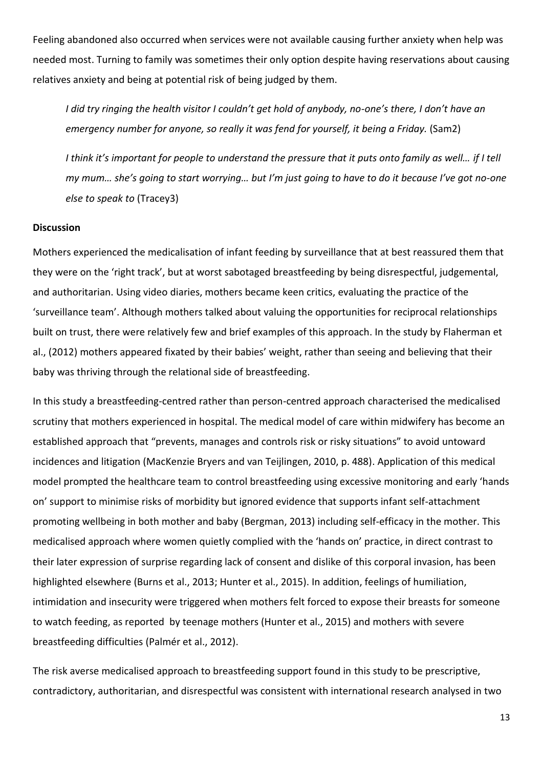Feeling abandoned also occurred when services were not available causing further anxiety when help was needed most. Turning to family was sometimes their only option despite having reservations about causing relatives anxiety and being at potential risk of being judged by them.

> *I did try ringing the health visitor I couldn't get hold of anybody, no-one's there, I don't have an emergency number for anyone, so really it was fend for yourself, it being a Friday.* (Sam2)

> *I think it's important for people to understand the pressure that it puts onto family as well… if I tell my mum… she's going to start worrying… but I'm just going to have to do it because I've got no-one else to speak to* (Tracey3)

**Discussion**

Mothers experienced the medicalisation of infant feeding by surveillance that at best reassured them that they were on the 'right track', but at worst sabotaged breastfeeding by being disrespectful, judgemental, and authoritarian. Using video diaries, mothers became keen critics, evaluating the practice of the 'surveillance team'. Although mothers talked about valuing the opportunities for reciprocal relationships built on trust, there were relatively few and brief examples of this approach. In the study by Flaherman et al., (2012) mothers appeared fixated by their babies' weight, rather than seeing and believing that their baby was thriving through the relational side of breastfeeding.

In this study a breastfeeding-centred rather than person-centred approach characterised the medicalised scrutiny that mothers experienced in hospital. The medical model of care within midwifery has become an established approach that "prevents, manages and controls risk or risky situations" to avoid untoward incidences and litigation (MacKenzie Bryers and van Teijlingen, 2010, p. 488). Application of this medical model prompted the healthcare team to control breastfeeding using excessive monitoring and early 'hands on' support to minimise risks of morbidity but ignored evidence that supports infant self-attachment promoting wellbeing in both mother and baby (Bergman, 2013) including self-efficacy in the mother. This medicalised approach where women quietly complied with the 'hands on' practice, in direct contrast to their later expression of surprise regarding lack of consent and dislike of this corporal invasion, has been highlighted elsewhere (Burns et al., 2013; Hunter et al., 2015). In addition, feelings of humiliation, intimidation and insecurity were triggered when mothers felt forced to expose their breasts for someone to watch feeding, as reported by teenage mothers (Hunter et al., 2015) and mothers with severe breastfeeding difficulties (Palmér et al., 2012).

The risk averse medicalised approach to breastfeeding support found in this study to be prescriptive, contradictory, authoritarian, and disrespectful was consistent with international research analysed in two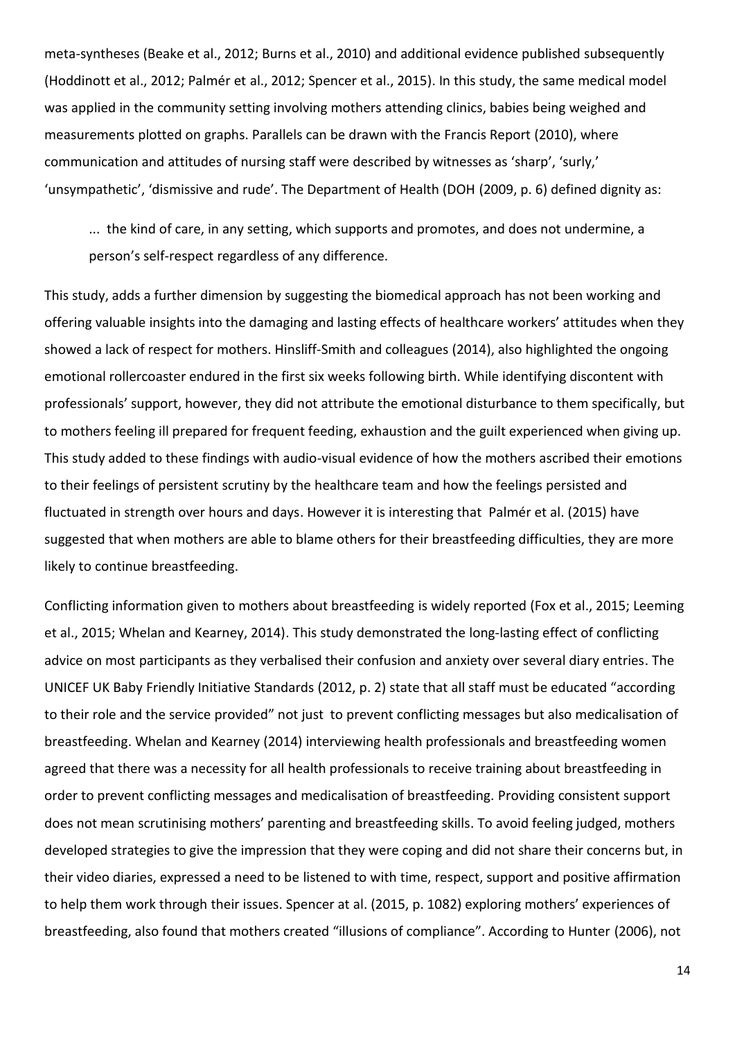meta-syntheses (Beake et al., 2012; Burns et al., 2010) and additional evidence published subsequently (Hoddinott et al., 2012; Palmér et al., 2012; Spencer et al., 2015). In this study, the same medical model was applied in the community setting involving mothers attending clinics, babies being weighed and measurements plotted on graphs. Parallels can be drawn with the Francis Report (2010), where communication and attitudes of nursing staff were described by witnesses as 'sharp', 'surly,' 'unsympathetic', 'dismissive and rude'. The Department of Health (DOH (2009, p. 6) defined dignity as:

> ... the kind of care, in any setting, which supports and promotes, and does not undermine, a person's self-respect regardless of any difference.

This study, adds a further dimension by suggesting the biomedical approach has not been working and offering valuable insights into the damaging and lasting effects of healthcare workers' attitudes when they showed a lack of respect for mothers. Hinsliff-Smith and colleagues (2014), also highlighted the ongoing emotional rollercoaster endured in the first six weeks following birth. While identifying discontent with professionals' support, however, they did not attribute the emotional disturbance to them specifically, but to mothers feeling ill prepared for frequent feeding, exhaustion and the guilt experienced when giving up. This study added to these findings with audio-visual evidence of how the mothers ascribed their emotions to their feelings of persistent scrutiny by the healthcare team and how the feelings persisted and fluctuated in strength over hours and days. However it is interesting that Palmér et al. (2015) have suggested that when mothers are able to blame others for their breastfeeding difficulties, they are more likely to continue breastfeeding.

Conflicting information given to mothers about breastfeeding is widely reported (Fox et al., 2015; Leeming et al., 2015; Whelan and Kearney, 2014). This study demonstrated the long-lasting effect of conflicting advice on most participants as they verbalised their confusion and anxiety over several diary entries. The UNICEF UK Baby Friendly Initiative Standards (2012, p. 2) state that all staff must be educated "according to their role and the service provided" not just to prevent conflicting messages but also medicalisation of breastfeeding. Whelan and Kearney (2014) interviewing health professionals and breastfeeding women agreed that there was a necessity for all health professionals to receive training about breastfeeding in order to prevent conflicting messages and medicalisation of breastfeeding. Providing consistent support does not mean scrutinising mothers' parenting and breastfeeding skills. To avoid feeling judged, mothers developed strategies to give the impression that they were coping and did not share their concerns but, in their video diaries, expressed a need to be listened to with time, respect, support and positive affirmation to help them work through their issues. Spencer at al. (2015, p. 1082) exploring mothers' experiences of breastfeeding, also found that mothers created "illusions of compliance". According to Hunter (2006), not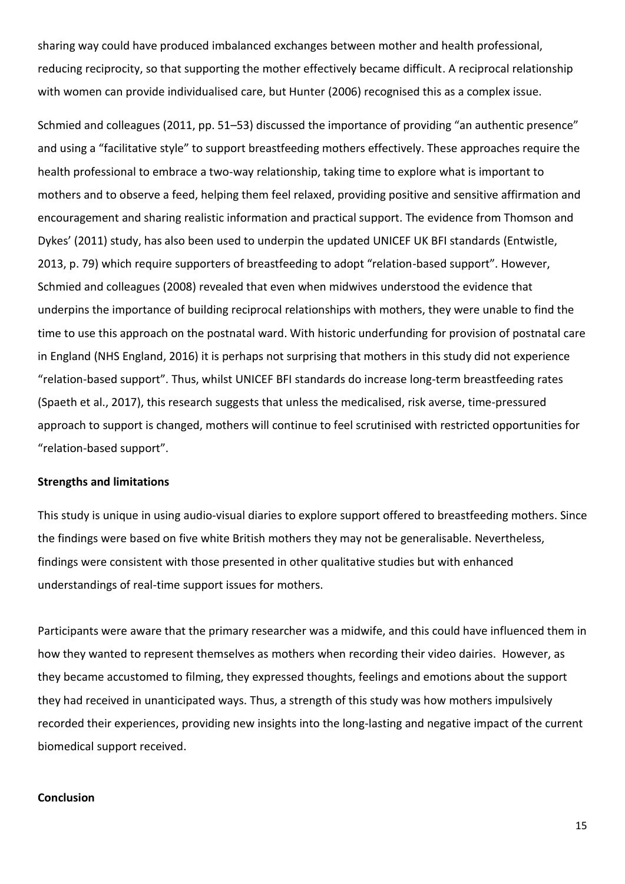sharing way could have produced imbalanced exchanges between mother and health professional, reducing reciprocity, so that supporting the mother effectively became difficult. A reciprocal relationship with women can provide individualised care, but Hunter (2006) recognised this as a complex issue.

Schmied and colleagues (2011, pp. 51–53) discussed the importance of providing "an authentic presence" and using a "facilitative style" to support breastfeeding mothers effectively. These approaches require the health professional to embrace a two-way relationship, taking time to explore what is important to mothers and to observe a feed, helping them feel relaxed, providing positive and sensitive affirmation and encouragement and sharing realistic information and practical support. The evidence from Thomson and Dykes' (2011) study, has also been used to underpin the updated UNICEF UK BFI standards (Entwistle, 2013, p. 79) which require supporters of breastfeeding to adopt "relation-based support". However, Schmied and colleagues (2008) revealed that even when midwives understood the evidence that underpins the importance of building reciprocal relationships with mothers, they were unable to find the time to use this approach on the postnatal ward. With historic underfunding for provision of postnatal care in England (NHS England, 2016) it is perhaps not surprising that mothers in this study did not experience "relation-based support". Thus, whilst UNICEF BFI standards do increase long-term breastfeeding rates (Spaeth et al., 2017), this research suggests that unless the medicalised, risk averse, time-pressured approach to support is changed, mothers will continue to feel scrutinised with restricted opportunities for "relation-based support".

**Strengths and limitations**

This study is unique in using audio-visual diaries to explore support offered to breastfeeding mothers. Since the findings were based on five white British mothers they may not be generalisable. Nevertheless, findings were consistent with those presented in other qualitative studies but with enhanced understandings of real-time support issues for mothers.

Participants were aware that the primary researcher was a midwife, and this could have influenced them in how they wanted to represent themselves as mothers when recording their video dairies. However, as they became accustomed to filming, they expressed thoughts, feelings and emotions about the support they had received in unanticipated ways. Thus, a strength of this study was how mothers impulsively recorded their experiences, providing new insights into the long-lasting and negative impact of the current biomedical support received.

**Conclusion**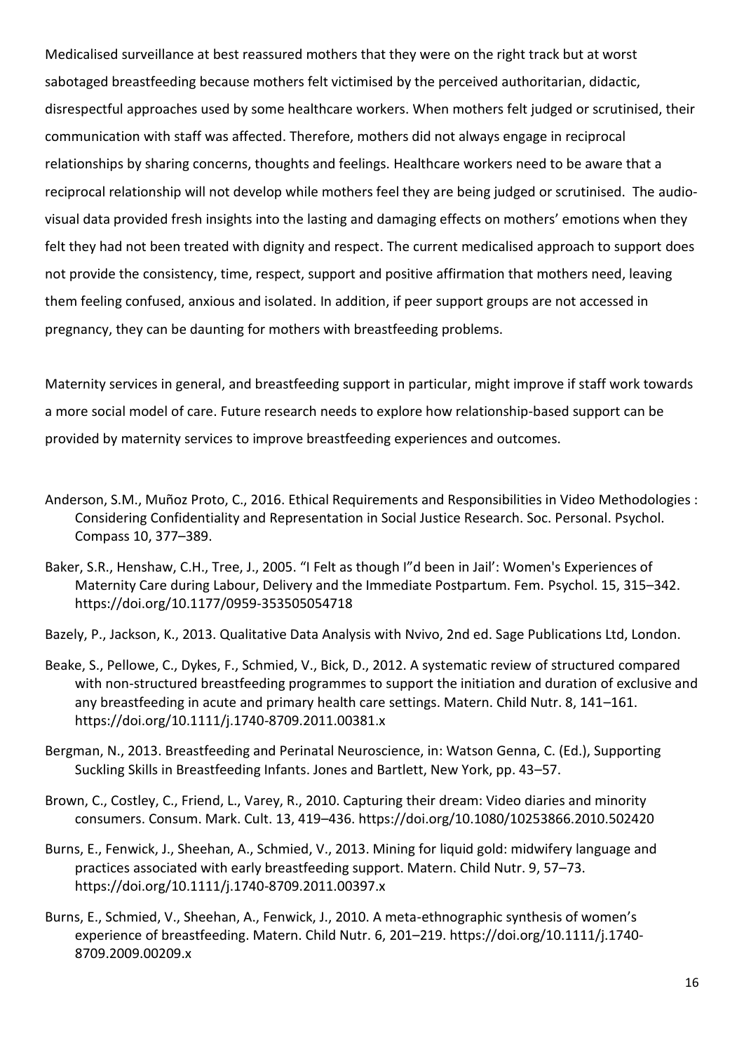Medicalised surveillance at best reassured mothers that they were on the right track but at worst sabotaged breastfeeding because mothers felt victimised by the perceived authoritarian, didactic, disrespectful approaches used by some healthcare workers. When mothers felt judged or scrutinised, their communication with staff was affected. Therefore, mothers did not always engage in reciprocal relationships by sharing concerns, thoughts and feelings. Healthcare workers need to be aware that a reciprocal relationship will not develop while mothers feel they are being judged or scrutinised. The audio-visual data provided fresh insights into the lasting and damaging effects on mothers' emotions when they felt they had not been treated with dignity and respect. The current medicalised approach to support does not provide the consistency, time, respect, support and positive affirmation that mothers need, leaving them feeling confused, anxious and isolated. In addition, if peer support groups are not accessed in pregnancy, they can be daunting for mothers with breastfeeding problems.

Maternity services in general, and breastfeeding support in particular, might improve if staff work towards a more social model of care. Future research needs to explore how relationship-based support can be provided by maternity services to improve breastfeeding experiences and outcomes.

Anderson, S.M., Muñoz Proto, C., 2016. Ethical Requirements and Responsibilities in Video Methodologies : Considering Confidentiality and Representation in Social Justice Research. Soc. Personal. Psychol. Compass 10, 377–389.

Baker, S.R., Henshaw, C.H., Tree, J., 2005. "I Felt as though I"d been in Jail': Women's Experiences of Maternity Care during Labour, Delivery and the Immediate Postpartum. Fem. Psychol. 15, 315–342. https://doi.org/10.1177/0959-353505054718

Bazely, P., Jackson, K., 2013. Qualitative Data Analysis with Nvivo, 2nd ed. Sage Publications Ltd, London.

Beake, S., Pellowe, C., Dykes, F., Schmied, V., Bick, D., 2012. A systematic review of structured compared with non-structured breastfeeding programmes to support the initiation and duration of exclusive and any breastfeeding in acute and primary health care settings. Matern. Child Nutr. 8, 141–161. https://doi.org/10.1111/j.1740-8709.2011.00381.x

Bergman, N., 2013. Breastfeeding and Perinatal Neuroscience, in: Watson Genna, C. (Ed.), Supporting Suckling Skills in Breastfeeding Infants. Jones and Bartlett, New York, pp. 43–57.

Brown, C., Costley, C., Friend, L., Varey, R., 2010. Capturing their dream: Video diaries and minority consumers. Consum. Mark. Cult. 13, 419–436. https://doi.org/10.1080/10253866.2010.502420

Burns, E., Fenwick, J., Sheehan, A., Schmied, V., 2013. Mining for liquid gold: midwifery language and practices associated with early breastfeeding support. Matern. Child Nutr. 9, 57–73. https://doi.org/10.1111/j.1740-8709.2011.00397.x

Burns, E., Schmied, V., Sheehan, A., Fenwick, J., 2010. A meta-ethnographic synthesis of women's experience of breastfeeding. Matern. Child Nutr. 6, 201–219. https://doi.org/10.1111/j.1740-8709.2009.00209.x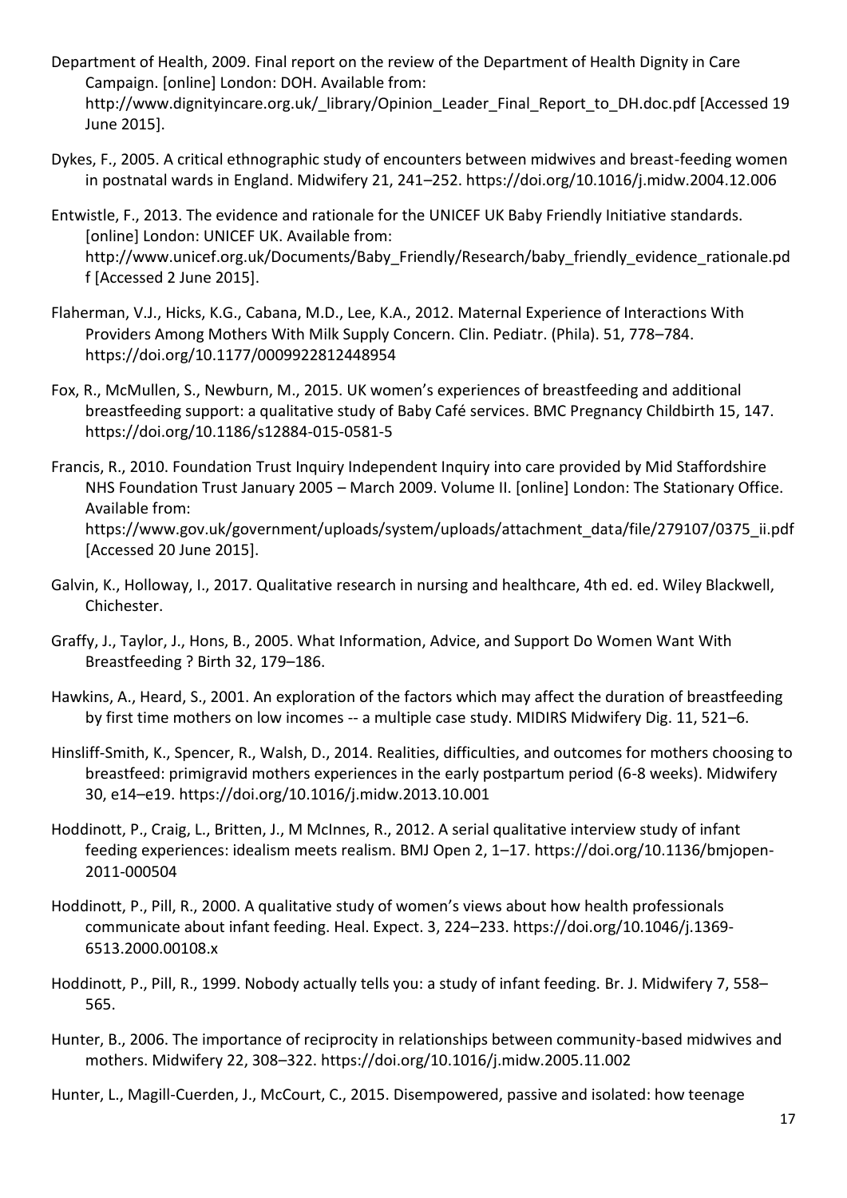Department of Health, 2009. Final report on the review of the Department of Health Dignity in Care Campaign. [online] London: DOH. Available from: http://www.dignityincare.org.uk/_library/Opinion_Leader_Final_Report_to_DH.doc.pdf [Accessed 19 June 2015].

Dykes, F., 2005. A critical ethnographic study of encounters between midwives and breast-feeding women in postnatal wards in England. Midwifery 21, 241–252. https://doi.org/10.1016/j.midw.2004.12.006

Entwistle, F., 2013. The evidence and rationale for the UNICEF UK Baby Friendly Initiative standards. [online] London: UNICEF UK. Available from: http://www.unicef.org.uk/Documents/Baby_Friendly/Research/baby_friendly_evidence_rationale.pdf [Accessed 2 June 2015].

Flaherman, V.J., Hicks, K.G., Cabana, M.D., Lee, K.A., 2012. Maternal Experience of Interactions With Providers Among Mothers With Milk Supply Concern. Clin. Pediatr. (Phila). 51, 778–784. https://doi.org/10.1177/0009922812448954

Fox, R., McMullen, S., Newburn, M., 2015. UK women's experiences of breastfeeding and additional breastfeeding support: a qualitative study of Baby Café services. BMC Pregnancy Childbirth 15, 147. https://doi.org/10.1186/s12884-015-0581-5

Francis, R., 2010. Foundation Trust Inquiry Independent Inquiry into care provided by Mid Staffordshire NHS Foundation Trust January 2005 – March 2009. Volume II. [online] London: The Stationary Office. Available from: https://www.gov.uk/government/uploads/system/uploads/attachment_data/file/279107/0375_ii.pdf [Accessed 20 June 2015].

Galvin, K., Holloway, I., 2017. Qualitative research in nursing and healthcare, 4th ed. ed. Wiley Blackwell, Chichester.

Graffy, J., Taylor, J., Hons, B., 2005. What Information, Advice, and Support Do Women Want With Breastfeeding ? Birth 32, 179–186.

Hawkins, A., Heard, S., 2001. An exploration of the factors which may affect the duration of breastfeeding by first time mothers on low incomes -- a multiple case study. MIDIRS Midwifery Dig. 11, 521–6.

Hinsliff-Smith, K., Spencer, R., Walsh, D., 2014. Realities, difficulties, and outcomes for mothers choosing to breastfeed: primigravid mothers experiences in the early postpartum period (6-8 weeks). Midwifery 30, e14–e19. https://doi.org/10.1016/j.midw.2013.10.001

Hoddinott, P., Craig, L., Britten, J., M McInnes, R., 2012. A serial qualitative interview study of infant feeding experiences: idealism meets realism. BMJ Open 2, 1–17. https://doi.org/10.1136/bmjopen-2011-000504

Hoddinott, P., Pill, R., 2000. A qualitative study of women's views about how health professionals communicate about infant feeding. Heal. Expect. 3, 224–233. https://doi.org/10.1046/j.1369-6513.2000.00108.x

Hoddinott, P., Pill, R., 1999. Nobody actually tells you: a study of infant feeding. Br. J. Midwifery 7, 558–565.

Hunter, B., 2006. The importance of reciprocity in relationships between community-based midwives and mothers. Midwifery 22, 308–322. https://doi.org/10.1016/j.midw.2005.11.002

Hunter, L., Magill-Cuerden, J., McCourt, C., 2015. Disempowered, passive and isolated: how teenage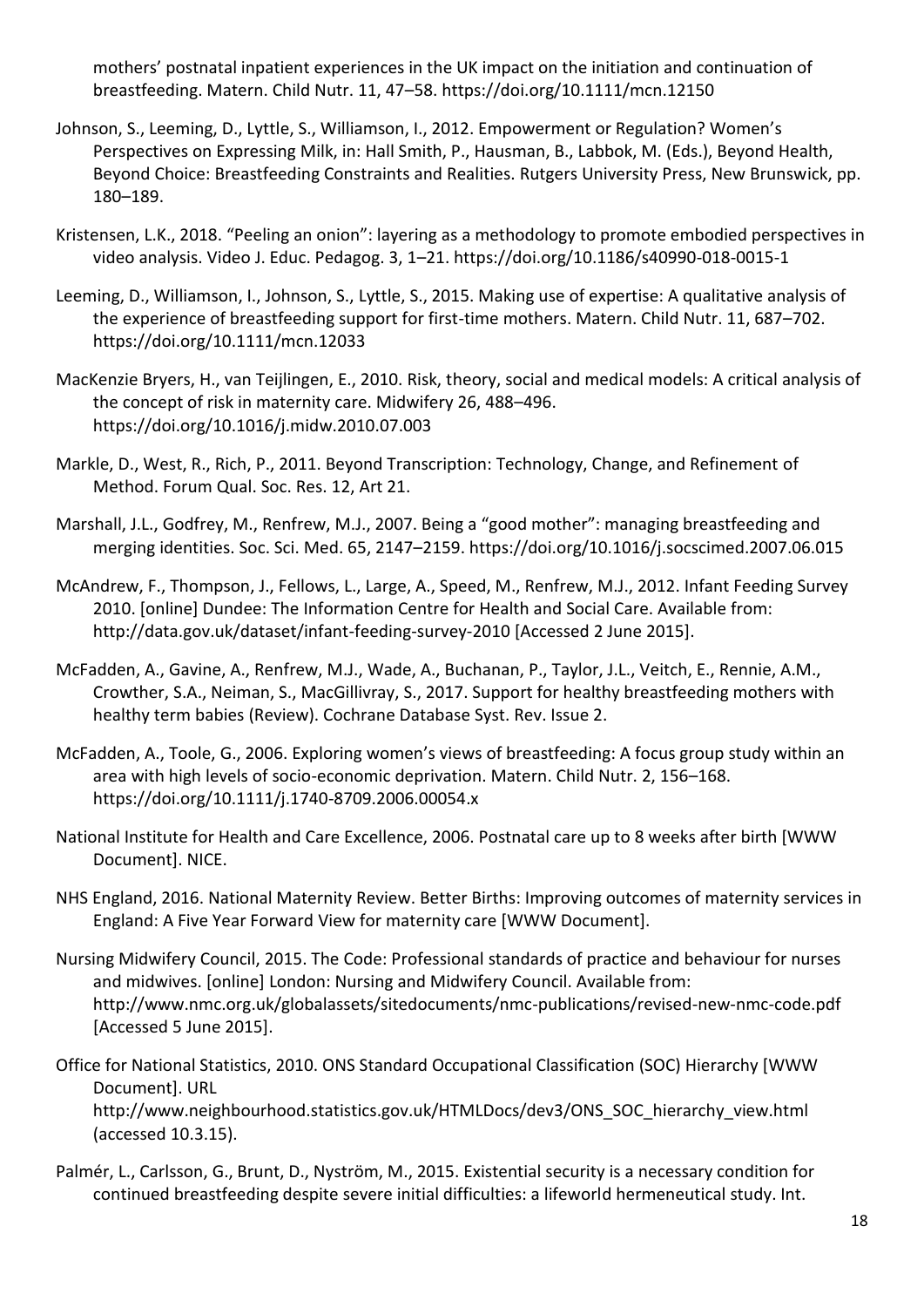mothers' postnatal inpatient experiences in the UK impact on the initiation and continuation of breastfeeding. Matern. Child Nutr. 11, 47–58. https://doi.org/10.1111/mcn.12150

Johnson, S., Leeming, D., Lyttle, S., Williamson, I., 2012. Empowerment or Regulation? Women's Perspectives on Expressing Milk, in: Hall Smith, P., Hausman, B., Labbok, M. (Eds.), Beyond Health, Beyond Choice: Breastfeeding Constraints and Realities. Rutgers University Press, New Brunswick, pp. 180–189.

Kristensen, L.K., 2018. "Peeling an onion": layering as a methodology to promote embodied perspectives in video analysis. Video J. Educ. Pedagog. 3, 1–21. https://doi.org/10.1186/s40990-018-0015-1

Leeming, D., Williamson, I., Johnson, S., Lyttle, S., 2015. Making use of expertise: A qualitative analysis of the experience of breastfeeding support for first-time mothers. Matern. Child Nutr. 11, 687–702. https://doi.org/10.1111/mcn.12033

MacKenzie Bryers, H., van Teijlingen, E., 2010. Risk, theory, social and medical models: A critical analysis of the concept of risk in maternity care. Midwifery 26, 488–496. https://doi.org/10.1016/j.midw.2010.07.003

Markle, D., West, R., Rich, P., 2011. Beyond Transcription: Technology, Change, and Refinement of Method. Forum Qual. Soc. Res. 12, Art 21.

Marshall, J.L., Godfrey, M., Renfrew, M.J., 2007. Being a "good mother": managing breastfeeding and merging identities. Soc. Sci. Med. 65, 2147–2159. https://doi.org/10.1016/j.socscimed.2007.06.015

McAndrew, F., Thompson, J., Fellows, L., Large, A., Speed, M., Renfrew, M.J., 2012. Infant Feeding Survey 2010. [online] Dundee: The Information Centre for Health and Social Care. Available from: http://data.gov.uk/dataset/infant-feeding-survey-2010 [Accessed 2 June 2015].

McFadden, A., Gavine, A., Renfrew, M.J., Wade, A., Buchanan, P., Taylor, J.L., Veitch, E., Rennie, A.M., Crowther, S.A., Neiman, S., MacGillivray, S., 2017. Support for healthy breastfeeding mothers with healthy term babies (Review). Cochrane Database Syst. Rev. Issue 2.

McFadden, A., Toole, G., 2006. Exploring women's views of breastfeeding: A focus group study within an area with high levels of socio-economic deprivation. Matern. Child Nutr. 2, 156–168. https://doi.org/10.1111/j.1740-8709.2006.00054.x

National Institute for Health and Care Excellence, 2006. Postnatal care up to 8 weeks after birth [WWW Document]. NICE.

NHS England, 2016. National Maternity Review. Better Births: Improving outcomes of maternity services in England: A Five Year Forward View for maternity care [WWW Document].

Nursing Midwifery Council, 2015. The Code: Professional standards of practice and behaviour for nurses and midwives. [online] London: Nursing and Midwifery Council. Available from: http://www.nmc.org.uk/globalassets/sitedocuments/nmc-publications/revised-new-nmc-code.pdf [Accessed 5 June 2015].

Office for National Statistics, 2010. ONS Standard Occupational Classification (SOC) Hierarchy [WWW Document]. URL http://www.neighbourhood.statistics.gov.uk/HTMLDocs/dev3/ONS_SOC_hierarchy_view.html (accessed 10.3.15).

Palmér, L., Carlsson, G., Brunt, D., Nyström, M., 2015. Existential security is a necessary condition for continued breastfeeding despite severe initial difficulties: a lifeworld hermeneutical study. Int.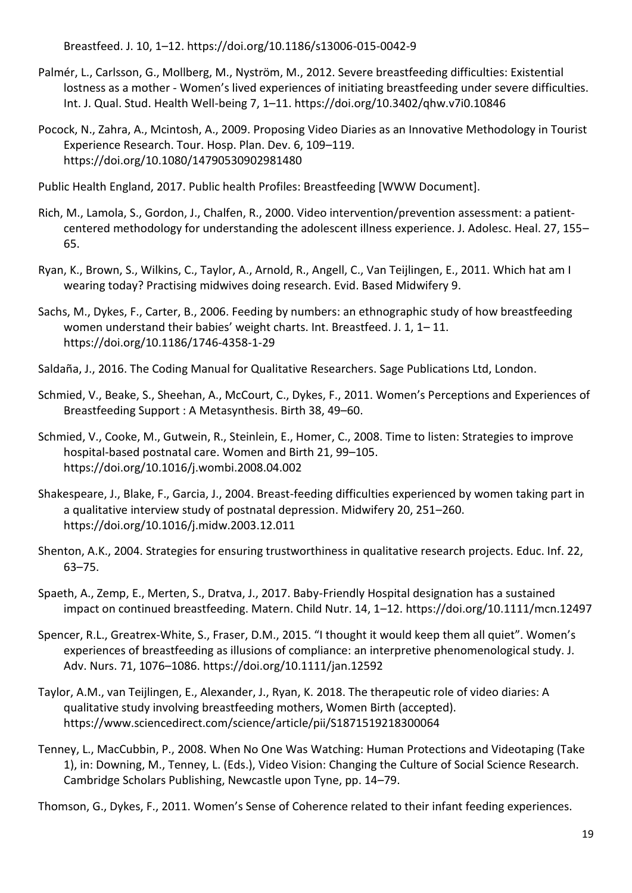Breastfeed. J. 10, 1–12. https://doi.org/10.1186/s13006-015-0042-9

Palmér, L., Carlsson, G., Mollberg, M., Nyström, M., 2012. Severe breastfeeding difficulties: Existential lostness as a mother - Women's lived experiences of initiating breastfeeding under severe difficulties. Int. J. Qual. Stud. Health Well-being 7, 1–11. https://doi.org/10.3402/qhw.v7i0.10846

Pocock, N., Zahra, A., Mcintosh, A., 2009. Proposing Video Diaries as an Innovative Methodology in Tourist Experience Research. Tour. Hosp. Plan. Dev. 6, 109–119. https://doi.org/10.1080/14790530902981480

Public Health England, 2017. Public health Profiles: Breastfeeding [WWW Document].

Rich, M., Lamola, S., Gordon, J., Chalfen, R., 2000. Video intervention/prevention assessment: a patient-centered methodology for understanding the adolescent illness experience. J. Adolesc. Heal. 27, 155–65.

Ryan, K., Brown, S., Wilkins, C., Taylor, A., Arnold, R., Angell, C., Van Teijlingen, E., 2011. Which hat am I wearing today? Practising midwives doing research. Evid. Based Midwifery 9.

Sachs, M., Dykes, F., Carter, B., 2006. Feeding by numbers: an ethnographic study of how breastfeeding women understand their babies' weight charts. Int. Breastfeed. J. 1, 1– 11. https://doi.org/10.1186/1746-4358-1-29

Saldaña, J., 2016. The Coding Manual for Qualitative Researchers. Sage Publications Ltd, London.

Schmied, V., Beake, S., Sheehan, A., McCourt, C., Dykes, F., 2011. Women's Perceptions and Experiences of Breastfeeding Support : A Metasynthesis. Birth 38, 49–60.

Schmied, V., Cooke, M., Gutwein, R., Steinlein, E., Homer, C., 2008. Time to listen: Strategies to improve hospital-based postnatal care. Women and Birth 21, 99–105. https://doi.org/10.1016/j.wombi.2008.04.002

Shakespeare, J., Blake, F., Garcia, J., 2004. Breast-feeding difficulties experienced by women taking part in a qualitative interview study of postnatal depression. Midwifery 20, 251–260. https://doi.org/10.1016/j.midw.2003.12.011

Shenton, A.K., 2004. Strategies for ensuring trustworthiness in qualitative research projects. Educ. Inf. 22, 63–75.

Spaeth, A., Zemp, E., Merten, S., Dratva, J., 2017. Baby-Friendly Hospital designation has a sustained impact on continued breastfeeding. Matern. Child Nutr. 14, 1–12. https://doi.org/10.1111/mcn.12497

Spencer, R.L., Greatrex-White, S., Fraser, D.M., 2015. "I thought it would keep them all quiet". Women's experiences of breastfeeding as illusions of compliance: an interpretive phenomenological study. J. Adv. Nurs. 71, 1076–1086. https://doi.org/10.1111/jan.12592

Taylor, A.M., van Teijlingen, E., Alexander, J., Ryan, K. 2018. The therapeutic role of video diaries: A qualitative study involving breastfeeding mothers, Women Birth (accepted). https://www.sciencedirect.com/science/article/pii/S1871519218300064

Tenney, L., MacCubbin, P., 2008. When No One Was Watching: Human Protections and Videotaping (Take 1), in: Downing, M., Tenney, L. (Eds.), Video Vision: Changing the Culture of Social Science Research. Cambridge Scholars Publishing, Newcastle upon Tyne, pp. 14–79.

Thomson, G., Dykes, F., 2011. Women's Sense of Coherence related to their infant feeding experiences.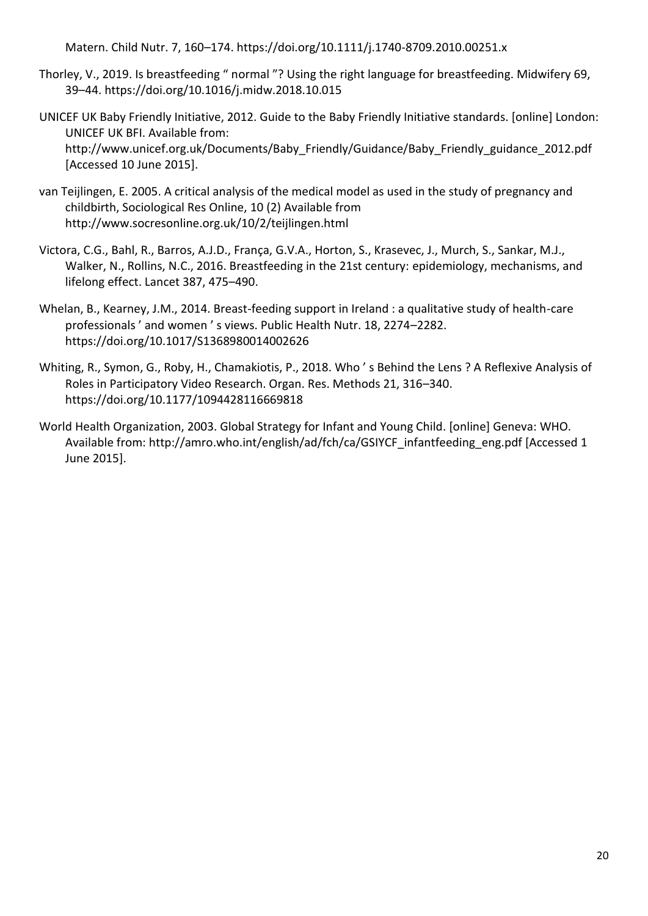Matern. Child Nutr. 7, 160–174. https://doi.org/10.1111/j.1740-8709.2010.00251.x

Thorley, V., 2019. Is breastfeeding " normal "? Using the right language for breastfeeding. Midwifery 69, 39–44. https://doi.org/10.1016/j.midw.2018.10.015

UNICEF UK Baby Friendly Initiative, 2012. Guide to the Baby Friendly Initiative standards. [online] London: UNICEF UK BFI. Available from: http://www.unicef.org.uk/Documents/Baby_Friendly/Guidance/Baby_Friendly_guidance_2012.pdf [Accessed 10 June 2015].

van Teijlingen, E. 2005. A critical analysis of the medical model as used in the study of pregnancy and childbirth, Sociological Res Online, 10 (2) Available from http://www.socresonline.org.uk/10/2/teijlingen.html

Victora, C.G., Bahl, R., Barros, A.J.D., França, G.V.A., Horton, S., Krasevec, J., Murch, S., Sankar, M.J., Walker, N., Rollins, N.C., 2016. Breastfeeding in the 21st century: epidemiology, mechanisms, and lifelong effect. Lancet 387, 475–490.

Whelan, B., Kearney, J.M., 2014. Breast-feeding support in Ireland : a qualitative study of health-care professionals ' and women ' s views. Public Health Nutr. 18, 2274–2282. https://doi.org/10.1017/S1368980014002626

Whiting, R., Symon, G., Roby, H., Chamakiotis, P., 2018. Who ' s Behind the Lens ? A Reflexive Analysis of Roles in Participatory Video Research. Organ. Res. Methods 21, 316–340. https://doi.org/10.1177/1094428116669818

World Health Organization, 2003. Global Strategy for Infant and Young Child. [online] Geneva: WHO. Available from: http://amro.who.int/english/ad/fch/ca/GSIYCF_infantfeeding_eng.pdf [Accessed 1 June 2015].